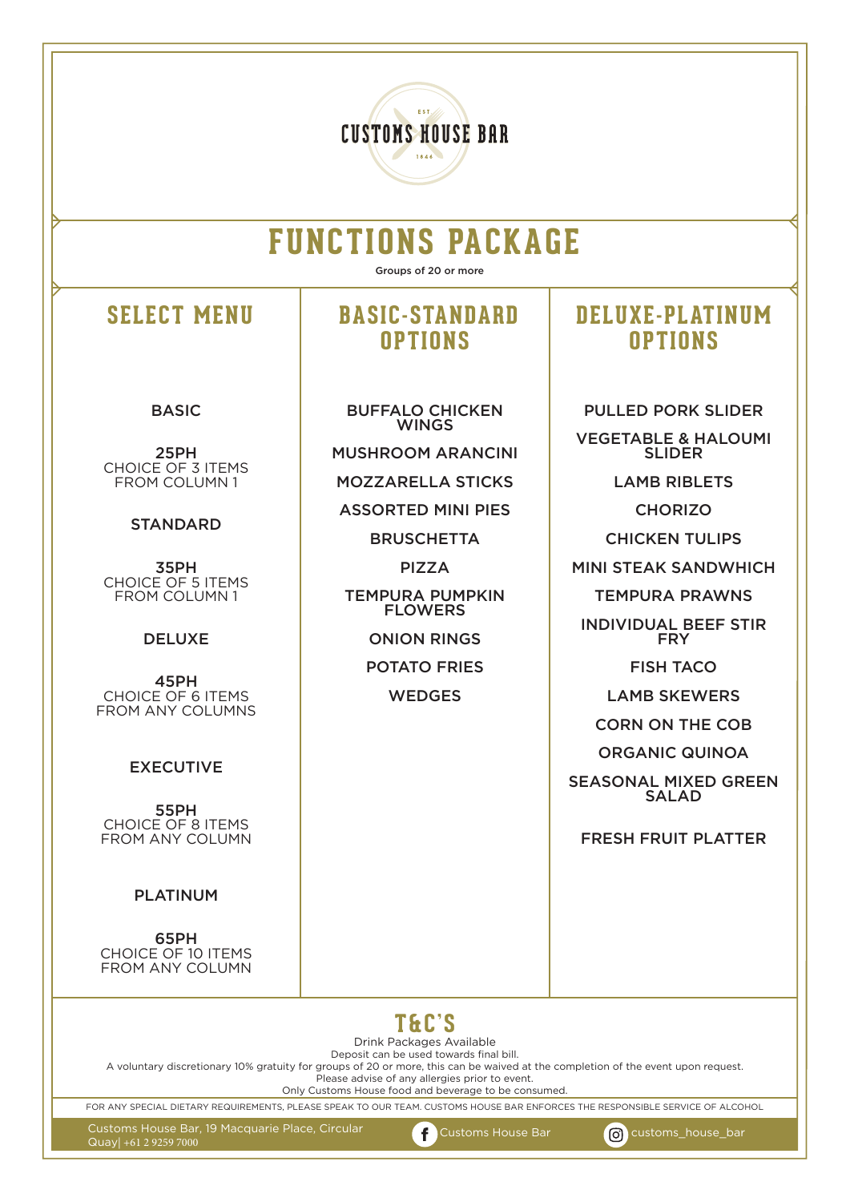# CUSTOMS HOUSE BAR

EST 1844

# FUNCTIONS PACKAGE

Groups of 20 or more

## SELECT MENU

BASIC

25PH
CHOICE OF 3 ITEMS
FROM COLUMN 1

STANDARD

35PH
CHOICE OF 5 ITEMS
FROM COLUMN 1

DELUXE

45PH
CHOICE OF 6 ITEMS
FROM ANY COLUMNS

EXECUTIVE

55PH
CHOICE OF 8 ITEMS
FROM ANY COLUMN

PLATINUM

65PH
CHOICE OF 10 ITEMS
FROM ANY COLUMN

## BASIC-STANDARD OPTIONS

BUFFALO CHICKEN WINGS

MUSHROOM ARANCINI

MOZZARELLA STICKS

ASSORTED MINI PIES

BRUSCHETTA

PIZZA

TEMPURA PUMPKIN FLOWERS

ONION RINGS

POTATO FRIES

WEDGES

## DELUXE-PLATINUM OPTIONS

PULLED PORK SLIDER

VEGETABLE & HALOUMI SLIDER

LAMB RIBLETS

CHORIZO

CHICKEN TULIPS

MINI STEAK SANDWHICH

TEMPURA PRAWNS

INDIVIDUAL BEEF STIR FRY

FISH TACO

LAMB SKEWERS

CORN ON THE COB

ORGANIC QUINOA

SEASONAL MIXED GREEN SALAD

FRESH FRUIT PLATTER

## T&C'S

Drink Packages Available
Deposit can be used towards final bill.
A voluntary discretionary 10% gratuity for groups of 20 or more, this can be waived at the completion of the event upon request.
Please advise of any allergies prior to event.
Only Customs House food and beverage to be consumed.

FOR ANY SPECIAL DIETARY REQUIREMENTS, PLEASE SPEAK TO OUR TEAM. CUSTOMS HOUSE BAR ENFORCES THE RESPONSIBLE SERVICE OF ALCOHOL

Customs House Bar, 19 Macquarie Place, Circular Quay| +61 2 9259 7000

Customs House Bar

customs_house_bar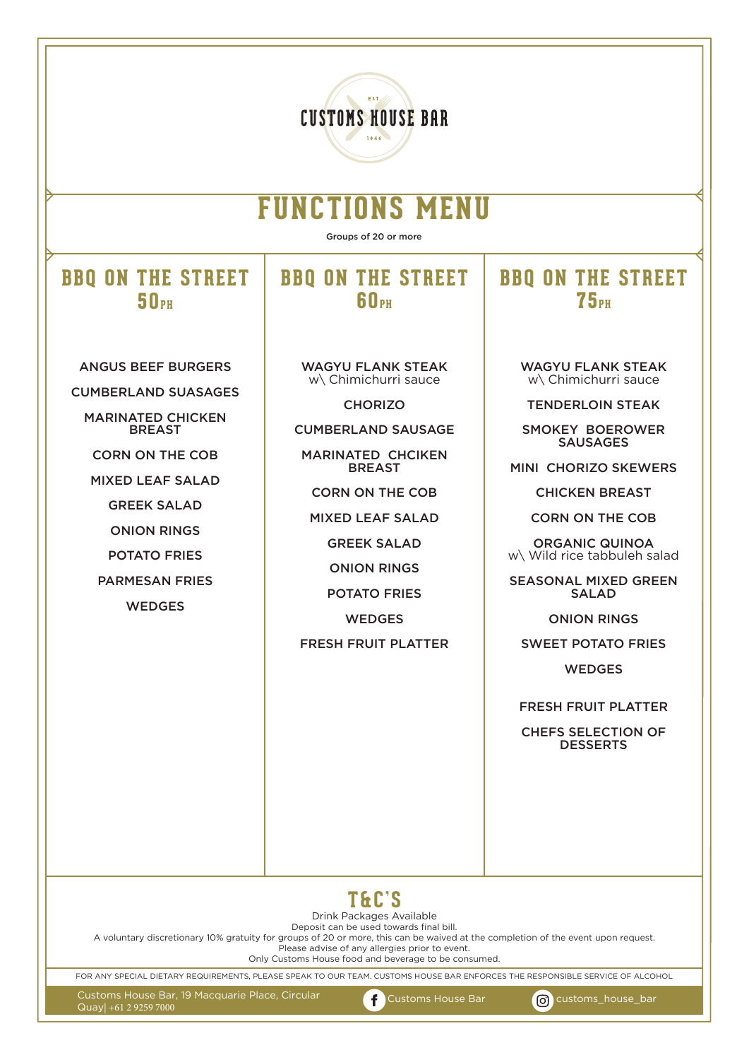CUSTOMS HOUSE BAR

EST 1844

# FUNCTIONS MENU

Groups of 20 or more

## BBQ ON THE STREET 50PH

ANGUS BEEF BURGERS

CUMBERLAND SUASAGES

MARINATED CHICKEN BREAST

CORN ON THE COB

MIXED LEAF SALAD

GREEK SALAD

ONION RINGS

POTATO FRIES

PARMESAN FRIES

WEDGES

## BBQ ON THE STREET 60PH

WAGYU FLANK STEAK
w\ Chimichurri sauce

CHORIZO

CUMBERLAND SAUSAGE

MARINATED CHCIKEN BREAST

CORN ON THE COB

MIXED LEAF SALAD

GREEK SALAD

ONION RINGS

POTATO FRIES

WEDGES

FRESH FRUIT PLATTER

## BBQ ON THE STREET 75PH

WAGYU FLANK STEAK
w\ Chimichurri sauce

TENDERLOIN STEAK

SMOKEY BOEROWER SAUSAGES

MINI CHORIZO SKEWERS

CHICKEN BREAST

CORN ON THE COB

ORGANIC QUINOA
w\ Wild rice tabbuleh salad

SEASONAL MIXED GREEN SALAD

ONION RINGS

SWEET POTATO FRIES

WEDGES

FRESH FRUIT PLATTER

CHEFS SELECTION OF DESSERTS

## T&C'S

Drink Packages Available
Deposit can be used towards final bill.
A voluntary discretionary 10% gratuity for groups of 20 or more, this can be waived at the completion of the event upon request.
Please advise of any allergies prior to event.
Only Customs House food and beverage to be consumed.

FOR ANY SPECIAL DIETARY REQUIREMENTS, PLEASE SPEAK TO OUR TEAM. CUSTOMS HOUSE BAR ENFORCES THE RESPONSIBLE SERVICE OF ALCOHOL

Customs House Bar, 19 Macquarie Place, Circular Quay| +61 2 9259 7000

Customs House Bar

customs_house_bar